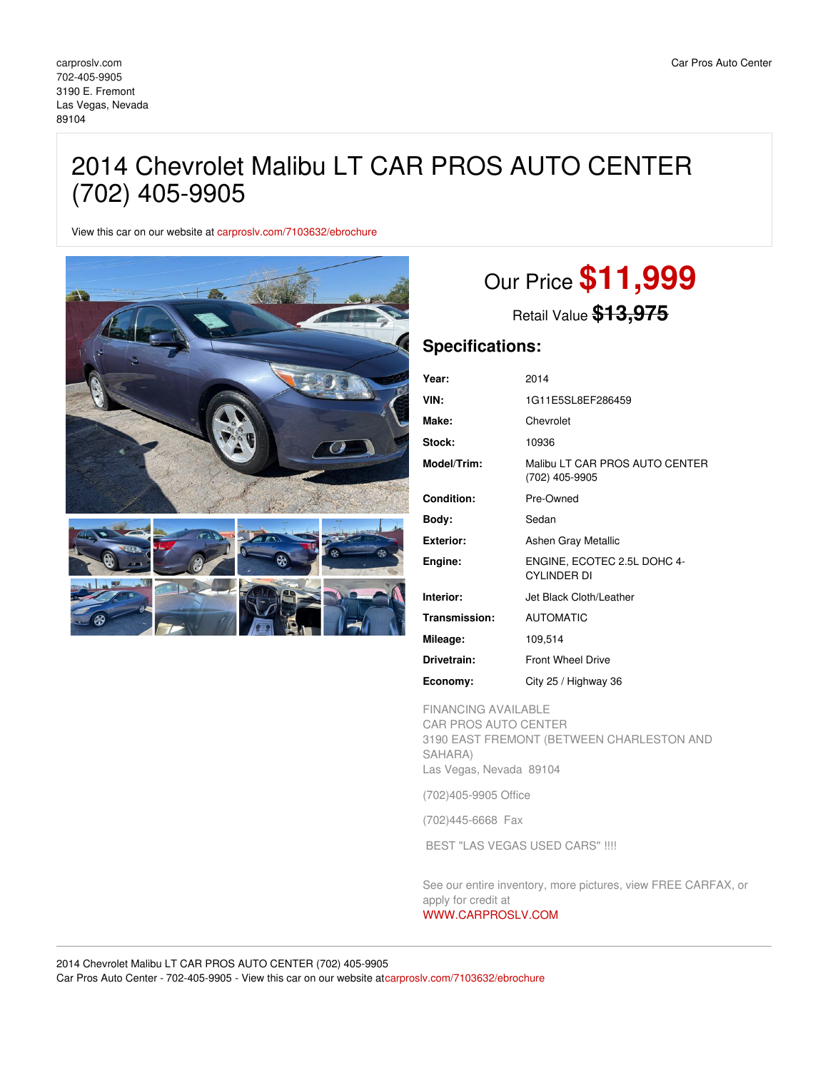carproslv.com
702-405-9905
3190 E. Fremont
Las Vegas, Nevada
89104

Car Pros Auto Center

# 2014 Chevrolet Malibu LT CAR PROS AUTO CENTER (702) 405-9905

View this car on our website at carproslv.com/7103632/ebrochure

## Our Price **$11,999**

Retail Value ~~$13,975~~

## Specifications:

| | |
|---|---|
| **Year:** | 2014 |
| **VIN:** | 1G11E5SL8EF286459 |
| **Make:** | Chevrolet |
| **Stock:** | 10936 |
| **Model/Trim:** | Malibu LT CAR PROS AUTO CENTER (702) 405-9905 |
| **Condition:** | Pre-Owned |
| **Body:** | Sedan |
| **Exterior:** | Ashen Gray Metallic |
| **Engine:** | ENGINE, ECOTEC 2.5L DOHC 4-CYLINDER DI |
| **Interior:** | Jet Black Cloth/Leather |
| **Transmission:** | AUTOMATIC |
| **Mileage:** | 109,514 |
| **Drivetrain:** | Front Wheel Drive |
| **Economy:** | City 25 / Highway 36 |

FINANCING AVAILABLE
CAR PROS AUTO CENTER
3190 EAST FREMONT (BETWEEN CHARLESTON AND SAHARA)
Las Vegas, Nevada 89104

(702)405-9905 Office

(702)445-6668 Fax

BEST "LAS VEGAS USED CARS" !!!!

See our entire inventory, more pictures, view FREE CARFAX, or apply for credit at
WWW.CARPROSLV.COM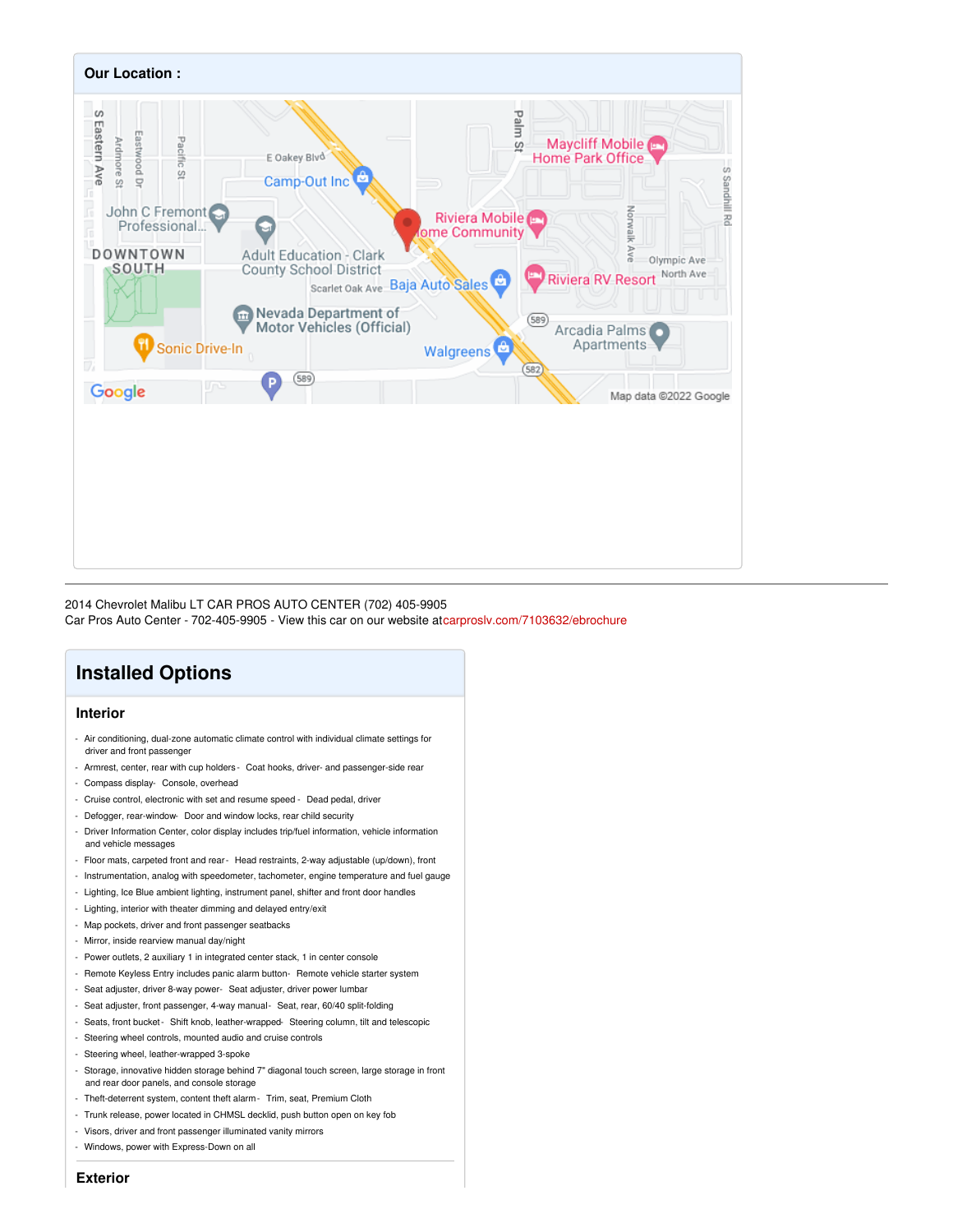## Our Location :

2014 Chevrolet Malibu LT CAR PROS AUTO CENTER (702) 405-9905
Car Pros Auto Center - 702-405-9905 - View this car on our website atcarproslv.com/7103632/ebrochure

# Installed Options

## Interior

- Air conditioning, dual-zone automatic climate control with individual climate settings for driver and front passenger
- Armrest, center, rear with cup holders
- Coat hooks, driver- and passenger-side rear
- Compass display
- Console, overhead
- Cruise control, electronic with set and resume speed
- Dead pedal, driver
- Defogger, rear-window
- Door and window locks, rear child security
- Driver Information Center, color display includes trip/fuel information, vehicle information and vehicle messages
- Floor mats, carpeted front and rear
- Head restraints, 2-way adjustable (up/down), front
- Instrumentation, analog with speedometer, tachometer, engine temperature and fuel gauge
- Lighting, Ice Blue ambient lighting, instrument panel, shifter and front door handles
- Lighting, interior with theater dimming and delayed entry/exit
- Map pockets, driver and front passenger seatbacks
- Mirror, inside rearview manual day/night
- Power outlets, 2 auxiliary 1 in integrated center stack, 1 in center console
- Remote Keyless Entry includes panic alarm button
- Remote vehicle starter system
- Seat adjuster, driver 8-way power
- Seat adjuster, driver power lumbar
- Seat adjuster, front passenger, 4-way manual
- Seat, rear, 60/40 split-folding
- Seats, front bucket
- Shift knob, leather-wrapped
- Steering column, tilt and telescopic
- Steering wheel controls, mounted audio and cruise controls
- Steering wheel, leather-wrapped 3-spoke
- Storage, innovative hidden storage behind 7" diagonal touch screen, large storage in front and rear door panels, and console storage
- Theft-deterrent system, content theft alarm
- Trim, seat, Premium Cloth
- Trunk release, power located in CHMSL decklid, push button open on key fob
- Visors, driver and front passenger illuminated vanity mirrors
- Windows, power with Express-Down on all

## Exterior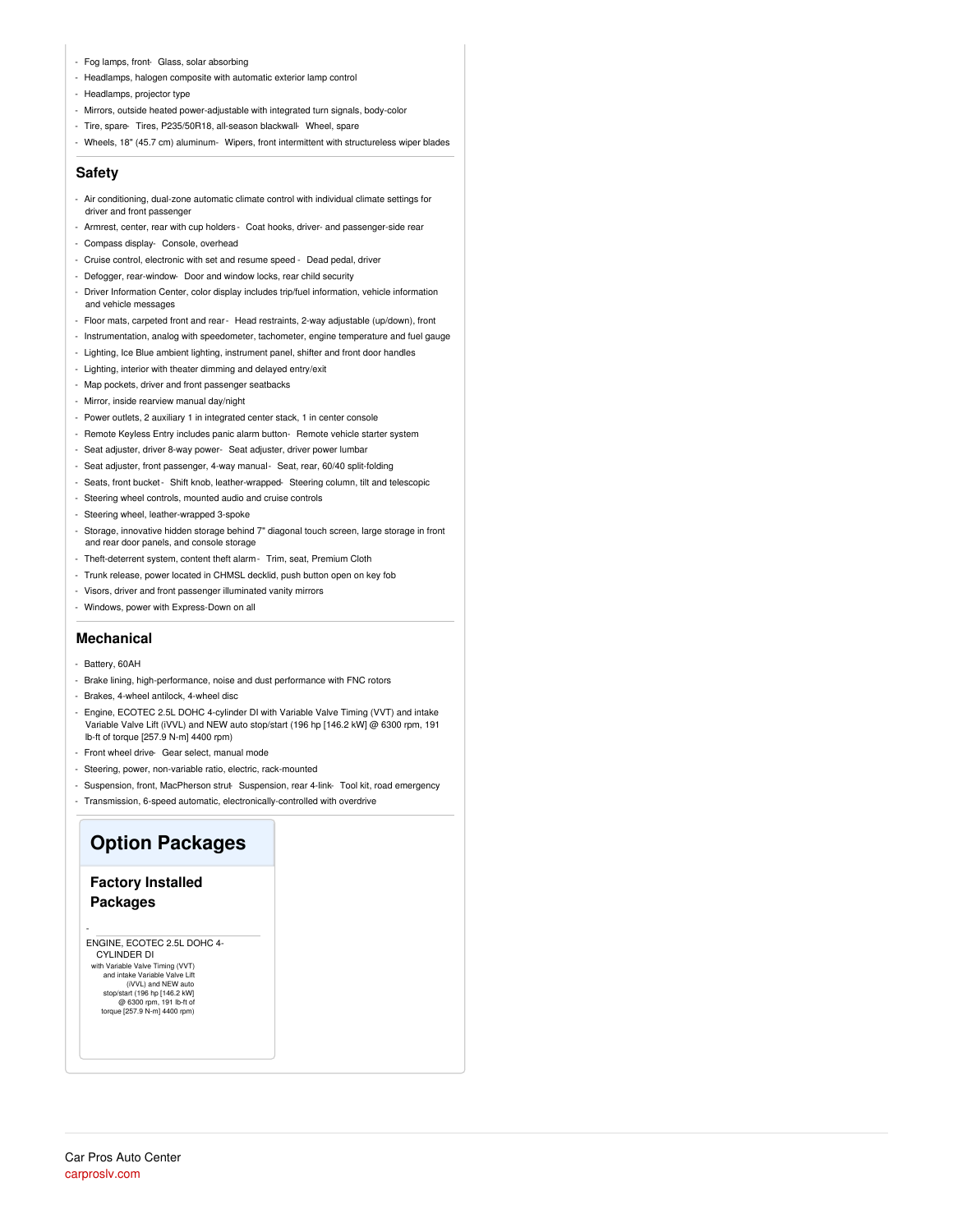- Fog lamps, front- Glass, solar absorbing
- Headlamps, halogen composite with automatic exterior lamp control
- Headlamps, projector type
- Mirrors, outside heated power-adjustable with integrated turn signals, body-color
- Tire, spare- Tires, P235/50R18, all-season blackwall- Wheel, spare
- Wheels, 18" (45.7 cm) aluminum- Wipers, front intermittent with structureless wiper blades

## Safety

- Air conditioning, dual-zone automatic climate control with individual climate settings for driver and front passenger
- Armrest, center, rear with cup holders - Coat hooks, driver- and passenger-side rear
- Compass display- Console, overhead
- Cruise control, electronic with set and resume speed - Dead pedal, driver
- Defogger, rear-window- Door and window locks, rear child security
- Driver Information Center, color display includes trip/fuel information, vehicle information and vehicle messages
- Floor mats, carpeted front and rear - Head restraints, 2-way adjustable (up/down), front
- Instrumentation, analog with speedometer, tachometer, engine temperature and fuel gauge
- Lighting, Ice Blue ambient lighting, instrument panel, shifter and front door handles
- Lighting, interior with theater dimming and delayed entry/exit
- Map pockets, driver and front passenger seatbacks
- Mirror, inside rearview manual day/night
- Power outlets, 2 auxiliary 1 in integrated center stack, 1 in center console
- Remote Keyless Entry includes panic alarm button- Remote vehicle starter system
- Seat adjuster, driver 8-way power- Seat adjuster, driver power lumbar
- Seat adjuster, front passenger, 4-way manual- Seat, rear, 60/40 split-folding
- Seats, front bucket - Shift knob, leather-wrapped- Steering column, tilt and telescopic
- Steering wheel controls, mounted audio and cruise controls
- Steering wheel, leather-wrapped 3-spoke
- Storage, innovative hidden storage behind 7" diagonal touch screen, large storage in front and rear door panels, and console storage
- Theft-deterrent system, content theft alarm - Trim, seat, Premium Cloth
- Trunk release, power located in CHMSL decklid, push button open on key fob
- Visors, driver and front passenger illuminated vanity mirrors
- Windows, power with Express-Down on all

## Mechanical

- Battery, 60AH
- Brake lining, high-performance, noise and dust performance with FNC rotors
- Brakes, 4-wheel antilock, 4-wheel disc
- Engine, ECOTEC 2.5L DOHC 4-cylinder DI with Variable Valve Timing (VVT) and intake Variable Valve Lift (iVVL) and NEW auto stop/start (196 hp [146.2 kW] @ 6300 rpm, 191 lb-ft of torque [257.9 N-m] 4400 rpm)
- Front wheel drive- Gear select, manual mode
- Steering, power, non-variable ratio, electric, rack-mounted
- Suspension, front, MacPherson strut- Suspension, rear 4-link- Tool kit, road emergency
- Transmission, 6-speed automatic, electronically-controlled with overdrive

# Option Packages

### Factory Installed Packages

-

ENGINE, ECOTEC 2.5L DOHC 4-CYLINDER DI
with Variable Valve Timing (VVT) and intake Variable Valve Lift (iVVL) and NEW auto stop/start (196 hp [146.2 kW] @ 6300 rpm, 191 lb-ft of torque [257.9 N-m] 4400 rpm)

Car Pros Auto Center
carproslv.com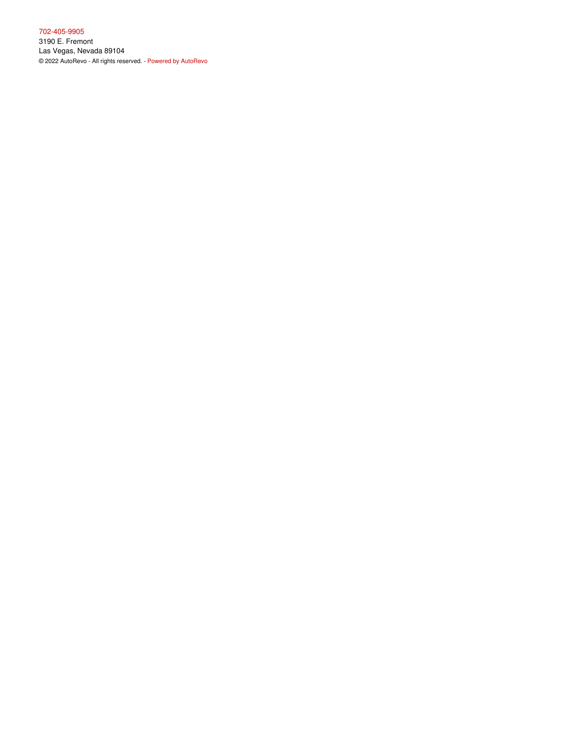702-405-9905

3190 E. Fremont

Las Vegas, Nevada 89104

© 2022 AutoRevo - All rights reserved. - Powered by AutoRevo